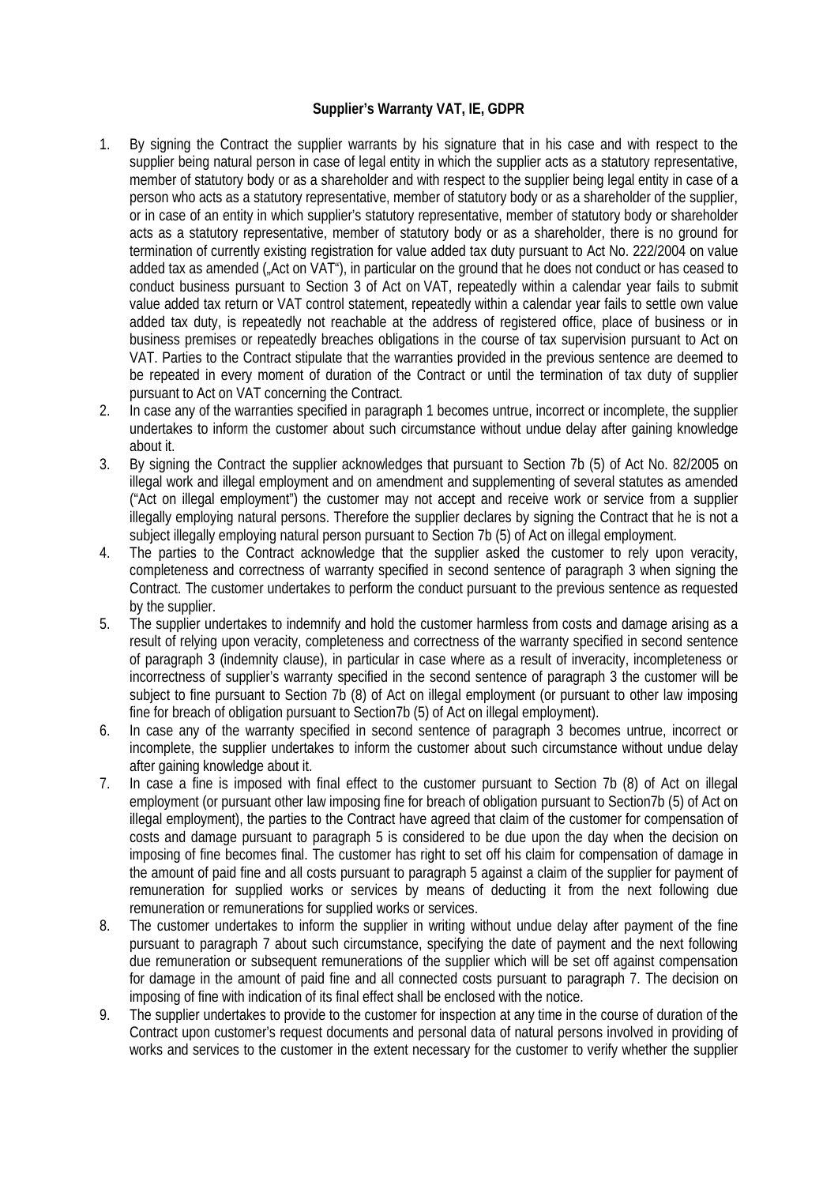**Supplier's Warranty VAT, IE, GDPR**

1. By signing the Contract the supplier warrants by his signature that in his case and with respect to the supplier being natural person in case of legal entity in which the supplier acts as a statutory representative, member of statutory body or as a shareholder and with respect to the supplier being legal entity in case of a person who acts as a statutory representative, member of statutory body or as a shareholder of the supplier, or in case of an entity in which supplier's statutory representative, member of statutory body or shareholder acts as a statutory representative, member of statutory body or as a shareholder, there is no ground for termination of currently existing registration for value added tax duty pursuant to Act No. 222/2004 on value added tax as amended („Act on VAT"), in particular on the ground that he does not conduct or has ceased to conduct business pursuant to Section 3 of Act on VAT, repeatedly within a calendar year fails to submit value added tax return or VAT control statement, repeatedly within a calendar year fails to settle own value added tax duty, is repeatedly not reachable at the address of registered office, place of business or in business premises or repeatedly breaches obligations in the course of tax supervision pursuant to Act on VAT. Parties to the Contract stipulate that the warranties provided in the previous sentence are deemed to be repeated in every moment of duration of the Contract or until the termination of tax duty of supplier pursuant to Act on VAT concerning the Contract.
2. In case any of the warranties specified in paragraph 1 becomes untrue, incorrect or incomplete, the supplier undertakes to inform the customer about such circumstance without undue delay after gaining knowledge about it.
3. By signing the Contract the supplier acknowledges that pursuant to Section 7b (5) of Act No. 82/2005 on illegal work and illegal employment and on amendment and supplementing of several statutes as amended ("Act on illegal employment") the customer may not accept and receive work or service from a supplier illegally employing natural persons. Therefore the supplier declares by signing the Contract that he is not a subject illegally employing natural person pursuant to Section 7b (5) of Act on illegal employment.
4. The parties to the Contract acknowledge that the supplier asked the customer to rely upon veracity, completeness and correctness of warranty specified in second sentence of paragraph 3 when signing the Contract. The customer undertakes to perform the conduct pursuant to the previous sentence as requested by the supplier.
5. The supplier undertakes to indemnify and hold the customer harmless from costs and damage arising as a result of relying upon veracity, completeness and correctness of the warranty specified in second sentence of paragraph 3 (indemnity clause), in particular in case where as a result of inveracity, incompleteness or incorrectness of supplier's warranty specified in the second sentence of paragraph 3 the customer will be subject to fine pursuant to Section 7b (8) of Act on illegal employment (or pursuant to other law imposing fine for breach of obligation pursuant to Section7b (5) of Act on illegal employment).
6. In case any of the warranty specified in second sentence of paragraph 3 becomes untrue, incorrect or incomplete, the supplier undertakes to inform the customer about such circumstance without undue delay after gaining knowledge about it.
7. In case a fine is imposed with final effect to the customer pursuant to Section 7b (8) of Act on illegal employment (or pursuant other law imposing fine for breach of obligation pursuant to Section7b (5) of Act on illegal employment), the parties to the Contract have agreed that claim of the customer for compensation of costs and damage pursuant to paragraph 5 is considered to be due upon the day when the decision on imposing of fine becomes final. The customer has right to set off his claim for compensation of damage in the amount of paid fine and all costs pursuant to paragraph 5 against a claim of the supplier for payment of remuneration for supplied works or services by means of deducting it from the next following due remuneration or remunerations for supplied works or services.
8. The customer undertakes to inform the supplier in writing without undue delay after payment of the fine pursuant to paragraph 7 about such circumstance, specifying the date of payment and the next following due remuneration or subsequent remunerations of the supplier which will be set off against compensation for damage in the amount of paid fine and all connected costs pursuant to paragraph 7. The decision on imposing of fine with indication of its final effect shall be enclosed with the notice.
9. The supplier undertakes to provide to the customer for inspection at any time in the course of duration of the Contract upon customer's request documents and personal data of natural persons involved in providing of works and services to the customer in the extent necessary for the customer to verify whether the supplier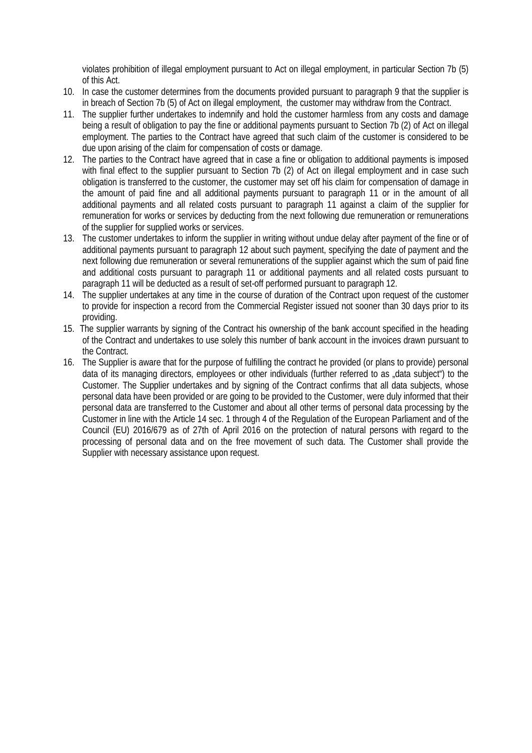violates prohibition of illegal employment pursuant to Act on illegal employment, in particular Section 7b (5) of this Act.

10. In case the customer determines from the documents provided pursuant to paragraph 9 that the supplier is in breach of Section 7b (5) of Act on illegal employment, the customer may withdraw from the Contract.
11. The supplier further undertakes to indemnify and hold the customer harmless from any costs and damage being a result of obligation to pay the fine or additional payments pursuant to Section 7b (2) of Act on illegal employment. The parties to the Contract have agreed that such claim of the customer is considered to be due upon arising of the claim for compensation of costs or damage.
12. The parties to the Contract have agreed that in case a fine or obligation to additional payments is imposed with final effect to the supplier pursuant to Section 7b (2) of Act on illegal employment and in case such obligation is transferred to the customer, the customer may set off his claim for compensation of damage in the amount of paid fine and all additional payments pursuant to paragraph 11 or in the amount of all additional payments and all related costs pursuant to paragraph 11 against a claim of the supplier for remuneration for works or services by deducting from the next following due remuneration or remunerations of the supplier for supplied works or services.
13. The customer undertakes to inform the supplier in writing without undue delay after payment of the fine or of additional payments pursuant to paragraph 12 about such payment, specifying the date of payment and the next following due remuneration or several remunerations of the supplier against which the sum of paid fine and additional costs pursuant to paragraph 11 or additional payments and all related costs pursuant to paragraph 11 will be deducted as a result of set-off performed pursuant to paragraph 12.
14. The supplier undertakes at any time in the course of duration of the Contract upon request of the customer to provide for inspection a record from the Commercial Register issued not sooner than 30 days prior to its providing.
15. The supplier warrants by signing of the Contract his ownership of the bank account specified in the heading of the Contract and undertakes to use solely this number of bank account in the invoices drawn pursuant to the Contract.
16. The Supplier is aware that for the purpose of fulfilling the contract he provided (or plans to provide) personal data of its managing directors, employees or other individuals (further referred to as „data subject“) to the Customer. The Supplier undertakes and by signing of the Contract confirms that all data subjects, whose personal data have been provided or are going to be provided to the Customer, were duly informed that their personal data are transferred to the Customer and about all other terms of personal data processing by the Customer in line with the Article 14 sec. 1 through 4 of the Regulation of the European Parliament and of the Council (EU) 2016/679 as of 27th of April 2016 on the protection of natural persons with regard to the processing of personal data and on the free movement of such data. The Customer shall provide the Supplier with necessary assistance upon request.